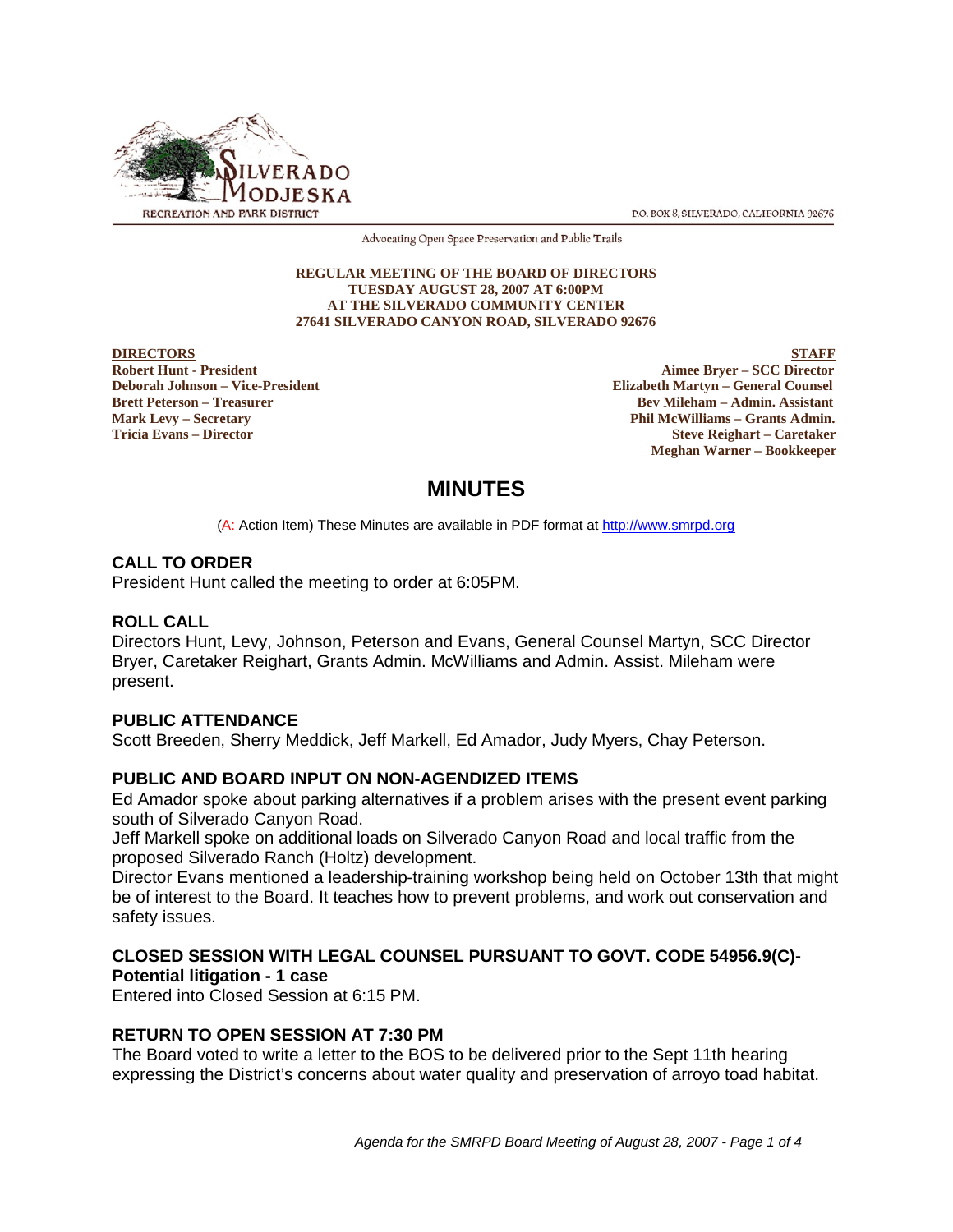SILVERADO MODJESKA RECREATION AND PARK DISTRICT

P.O. BOX 8, SILVERADO, CALIFORNIA 92676

Advocating Open Space Preservation and Public Trails

**REGULAR MEETING OF THE BOARD OF DIRECTORS**
**TUESDAY AUGUST 28, 2007 AT 6:00PM**
**AT THE SILVERADO COMMUNITY CENTER**
**27641 SILVERADO CANYON ROAD, SILVERADO 92676**

**DIRECTORS**
**Robert Hunt - President**
**Deborah Johnson – Vice-President**
**Brett Peterson – Treasurer**
**Mark Levy – Secretary**
**Tricia Evans – Director**

**STAFF**
**Aimee Bryer – SCC Director**
**Elizabeth Martyn – General Counsel**
**Bev Mileham – Admin. Assistant**
**Phil McWilliams – Grants Admin.**
**Steve Reighart – Caretaker**
**Meghan Warner – Bookkeeper**

# MINUTES

(A: Action Item) These Minutes are available in PDF format at http://www.smrpd.org

## CALL TO ORDER

President Hunt called the meeting to order at 6:05PM.

## ROLL CALL

Directors Hunt, Levy, Johnson, Peterson and Evans, General Counsel Martyn, SCC Director Bryer, Caretaker Reighart, Grants Admin. McWilliams and Admin. Assist. Mileham were present.

## PUBLIC ATTENDANCE

Scott Breeden, Sherry Meddick, Jeff Markell, Ed Amador, Judy Myers, Chay Peterson.

## PUBLIC AND BOARD INPUT ON NON-AGENDIZED ITEMS

Ed Amador spoke about parking alternatives if a problem arises with the present event parking south of Silverado Canyon Road.

Jeff Markell spoke on additional loads on Silverado Canyon Road and local traffic from the proposed Silverado Ranch (Holtz) development.

Director Evans mentioned a leadership-training workshop being held on October 13th that might be of interest to the Board. It teaches how to prevent problems, and work out conservation and safety issues.

## CLOSED SESSION WITH LEGAL COUNSEL PURSUANT TO GOVT. CODE 54956.9(C)- Potential litigation - 1 case

Entered into Closed Session at 6:15 PM.

## RETURN TO OPEN SESSION AT 7:30 PM

The Board voted to write a letter to the BOS to be delivered prior to the Sept 11th hearing expressing the District's concerns about water quality and preservation of arroyo toad habitat.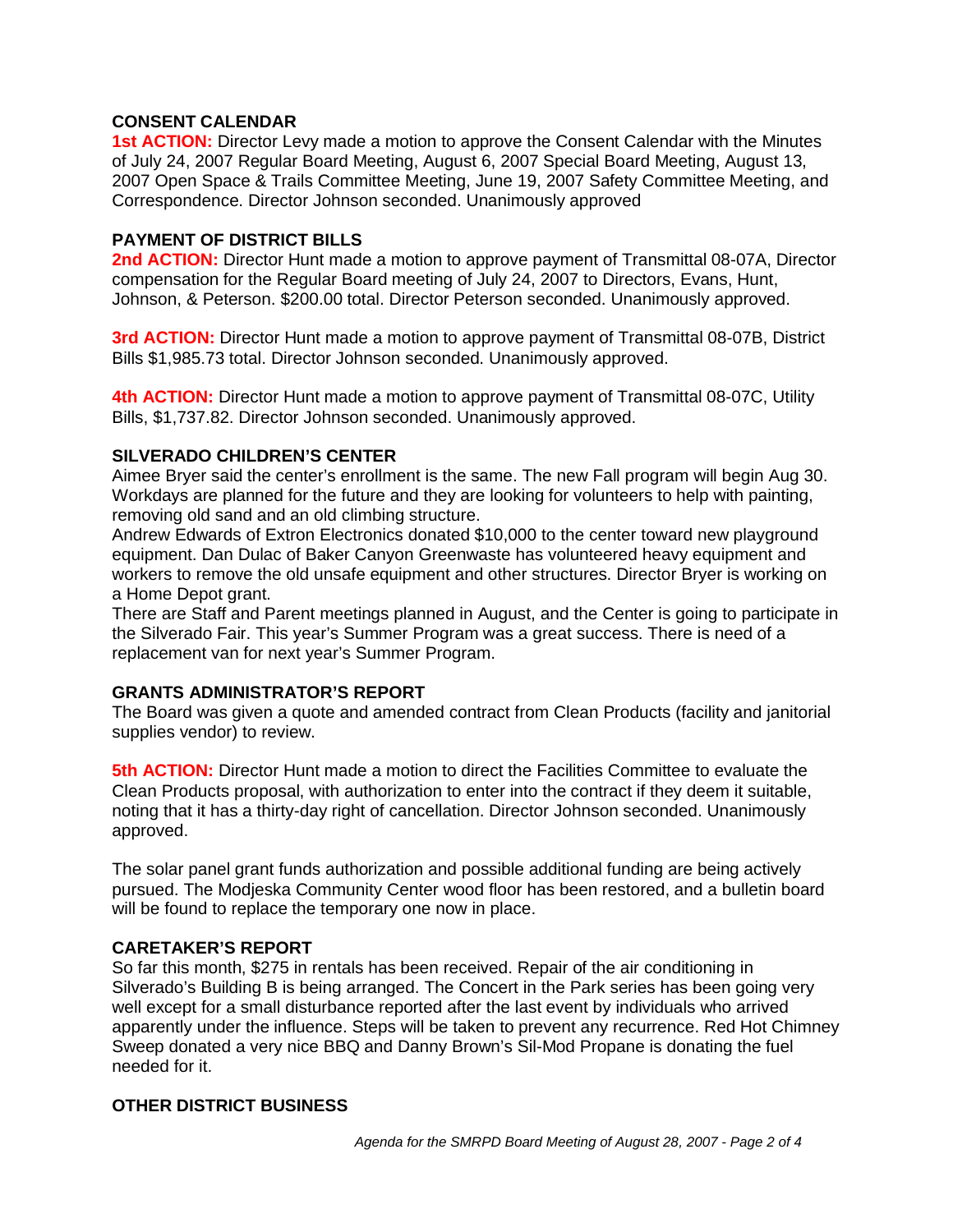### CONSENT CALENDAR

**1st ACTION:** Director Levy made a motion to approve the Consent Calendar with the Minutes of July 24, 2007 Regular Board Meeting, August 6, 2007 Special Board Meeting, August 13, 2007 Open Space & Trails Committee Meeting, June 19, 2007 Safety Committee Meeting, and Correspondence. Director Johnson seconded. Unanimously approved

### PAYMENT OF DISTRICT BILLS

**2nd ACTION:** Director Hunt made a motion to approve payment of Transmittal 08-07A, Director compensation for the Regular Board meeting of July 24, 2007 to Directors, Evans, Hunt, Johnson, & Peterson. $200.00 total. Director Peterson seconded. Unanimously approved.

**3rd ACTION:** Director Hunt made a motion to approve payment of Transmittal 08-07B, District Bills $1,985.73 total. Director Johnson seconded. Unanimously approved.

**4th ACTION:** Director Hunt made a motion to approve payment of Transmittal 08-07C, Utility Bills, $1,737.82. Director Johnson seconded. Unanimously approved.

### SILVERADO CHILDREN'S CENTER

Aimee Bryer said the center's enrollment is the same. The new Fall program will begin Aug 30. Workdays are planned for the future and they are looking for volunteers to help with painting, removing old sand and an old climbing structure.

Andrew Edwards of Extron Electronics donated $10,000 to the center toward new playground equipment. Dan Dulac of Baker Canyon Greenwaste has volunteered heavy equipment and workers to remove the old unsafe equipment and other structures. Director Bryer is working on a Home Depot grant.

There are Staff and Parent meetings planned in August, and the Center is going to participate in the Silverado Fair. This year's Summer Program was a great success. There is need of a replacement van for next year's Summer Program.

### GRANTS ADMINISTRATOR'S REPORT

The Board was given a quote and amended contract from Clean Products (facility and janitorial supplies vendor) to review.

**5th ACTION:** Director Hunt made a motion to direct the Facilities Committee to evaluate the Clean Products proposal, with authorization to enter into the contract if they deem it suitable, noting that it has a thirty-day right of cancellation. Director Johnson seconded. Unanimously approved.

The solar panel grant funds authorization and possible additional funding are being actively pursued. The Modjeska Community Center wood floor has been restored, and a bulletin board will be found to replace the temporary one now in place.

### CARETAKER'S REPORT

So far this month, $275 in rentals has been received. Repair of the air conditioning in Silverado's Building B is being arranged. The Concert in the Park series has been going very well except for a small disturbance reported after the last event by individuals who arrived apparently under the influence. Steps will be taken to prevent any recurrence. Red Hot Chimney Sweep donated a very nice BBQ and Danny Brown's Sil-Mod Propane is donating the fuel needed for it.

### OTHER DISTRICT BUSINESS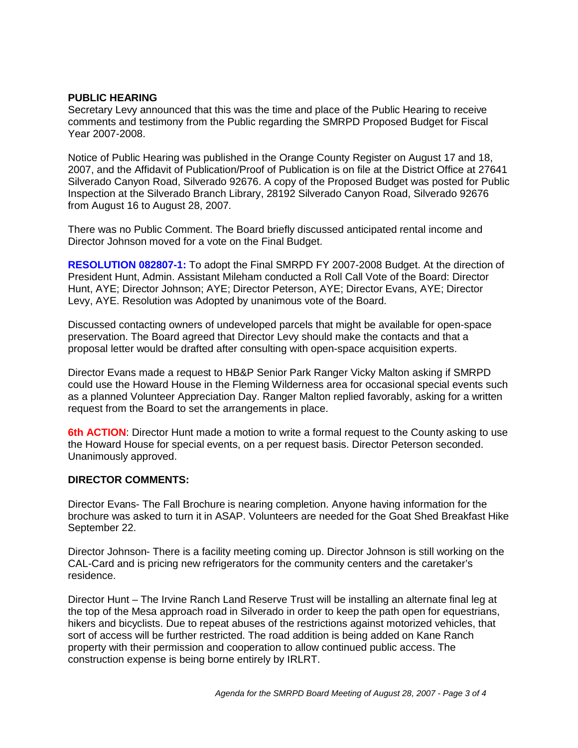**PUBLIC HEARING**
Secretary Levy announced that this was the time and place of the Public Hearing to receive comments and testimony from the Public regarding the SMRPD Proposed Budget for Fiscal Year 2007-2008.

Notice of Public Hearing was published in the Orange County Register on August 17 and 18, 2007, and the Affidavit of Publication/Proof of Publication is on file at the District Office at 27641 Silverado Canyon Road, Silverado 92676. A copy of the Proposed Budget was posted for Public Inspection at the Silverado Branch Library, 28192 Silverado Canyon Road, Silverado 92676 from August 16 to August 28, 2007.

There was no Public Comment. The Board briefly discussed anticipated rental income and Director Johnson moved for a vote on the Final Budget.

**RESOLUTION 082807-1:** To adopt the Final SMRPD FY 2007-2008 Budget. At the direction of President Hunt, Admin. Assistant Mileham conducted a Roll Call Vote of the Board: Director Hunt, AYE; Director Johnson; AYE; Director Peterson, AYE; Director Evans, AYE; Director Levy, AYE. Resolution was Adopted by unanimous vote of the Board.

Discussed contacting owners of undeveloped parcels that might be available for open-space preservation. The Board agreed that Director Levy should make the contacts and that a proposal letter would be drafted after consulting with open-space acquisition experts.

Director Evans made a request to HB&P Senior Park Ranger Vicky Malton asking if SMRPD could use the Howard House in the Fleming Wilderness area for occasional special events such as a planned Volunteer Appreciation Day. Ranger Malton replied favorably, asking for a written request from the Board to set the arrangements in place.

**6th ACTION**: Director Hunt made a motion to write a formal request to the County asking to use the Howard House for special events, on a per request basis. Director Peterson seconded. Unanimously approved.

**DIRECTOR COMMENTS:**

Director Evans- The Fall Brochure is nearing completion. Anyone having information for the brochure was asked to turn it in ASAP. Volunteers are needed for the Goat Shed Breakfast Hike September 22.

Director Johnson- There is a facility meeting coming up. Director Johnson is still working on the CAL-Card and is pricing new refrigerators for the community centers and the caretaker's residence.

Director Hunt – The Irvine Ranch Land Reserve Trust will be installing an alternate final leg at the top of the Mesa approach road in Silverado in order to keep the path open for equestrians, hikers and bicyclists. Due to repeat abuses of the restrictions against motorized vehicles, that sort of access will be further restricted. The road addition is being added on Kane Ranch property with their permission and cooperation to allow continued public access. The construction expense is being borne entirely by IRLRT.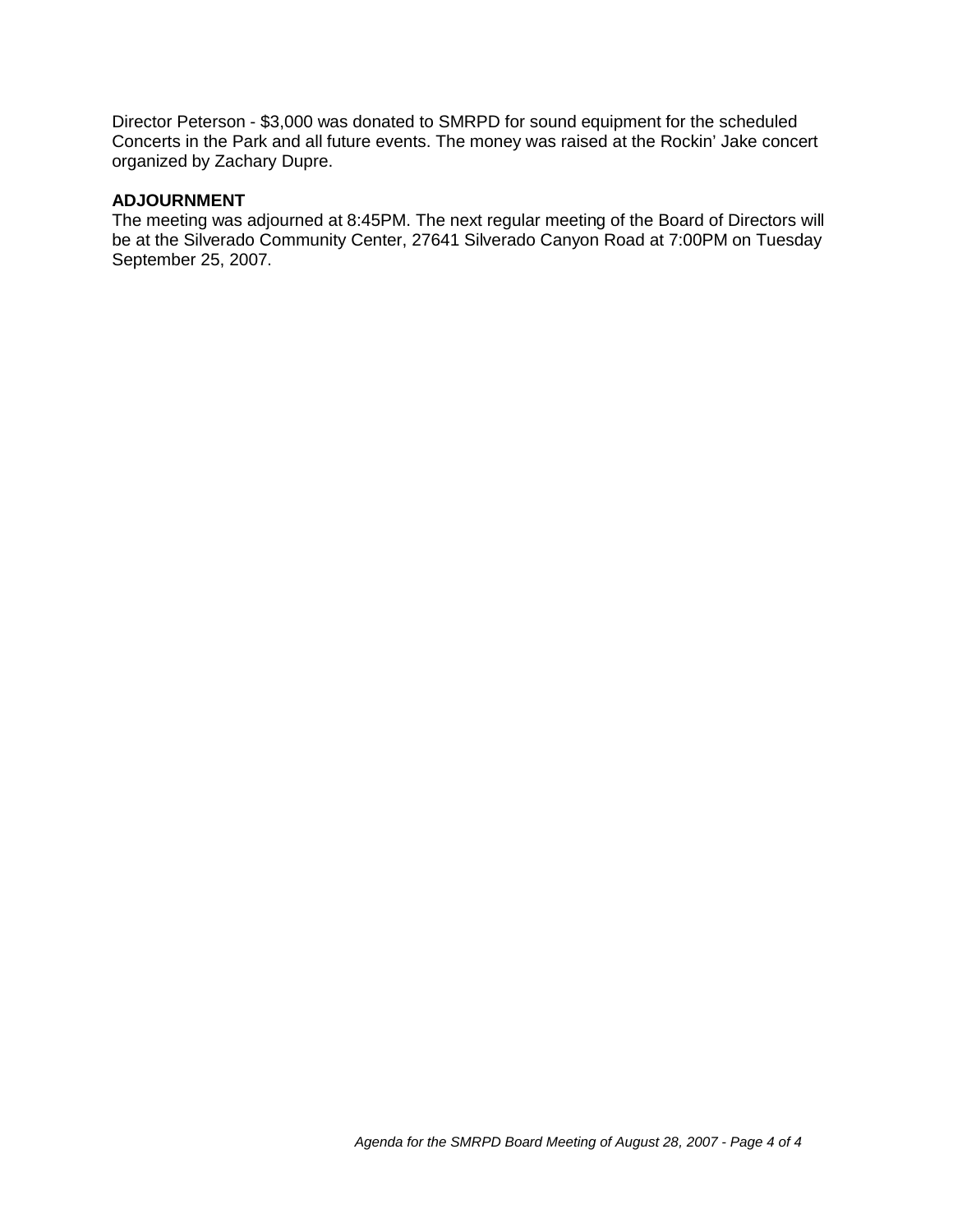Director Peterson - $3,000 was donated to SMRPD for sound equipment for the scheduled Concerts in the Park and all future events. The money was raised at the Rockin' Jake concert organized by Zachary Dupre.

**ADJOURNMENT**

The meeting was adjourned at 8:45PM. The next regular meeting of the Board of Directors will be at the Silverado Community Center, 27641 Silverado Canyon Road at 7:00PM on Tuesday September 25, 2007.